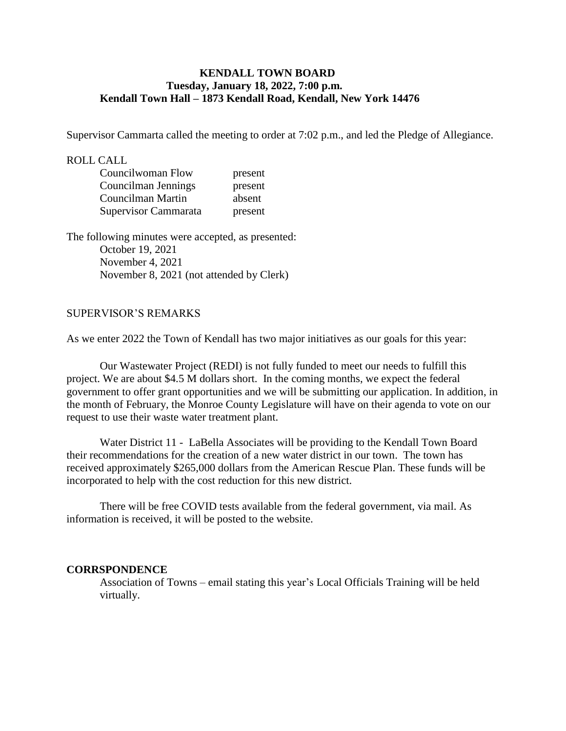# KENDALL TOWN BOARD
**Tuesday, January 18, 2022, 7:00 p.m.**
**Kendall Town Hall – 1873 Kendall Road, Kendall, New York 14476**

Supervisor Cammarta called the meeting to order at 7:02 p.m., and led the Pledge of Allegiance.

ROLL CALL

| | |
|---|---|
| Councilwoman Flow | present |
| Councilman Jennings | present |
| Councilman Martin | absent |
| Supervisor Cammarata | present |

The following minutes were accepted, as presented:

October 19, 2021
November 4, 2021
November 8, 2021 (not attended by Clerk)

SUPERVISOR'S REMARKS

As we enter 2022 the Town of Kendall has two major initiatives as our goals for this year:

Our Wastewater Project (REDI) is not fully funded to meet our needs to fulfill this project. We are about $4.5 M dollars short. In the coming months, we expect the federal government to offer grant opportunities and we will be submitting our application. In addition, in the month of February, the Monroe County Legislature will have on their agenda to vote on our request to use their waste water treatment plant.

Water District 11 - LaBella Associates will be providing to the Kendall Town Board their recommendations for the creation of a new water district in our town. The town has received approximately $265,000 dollars from the American Rescue Plan. These funds will be incorporated to help with the cost reduction for this new district.

There will be free COVID tests available from the federal government, via mail. As information is received, it will be posted to the website.

**CORRSPONDENCE**

Association of Towns – email stating this year's Local Officials Training will be held virtually.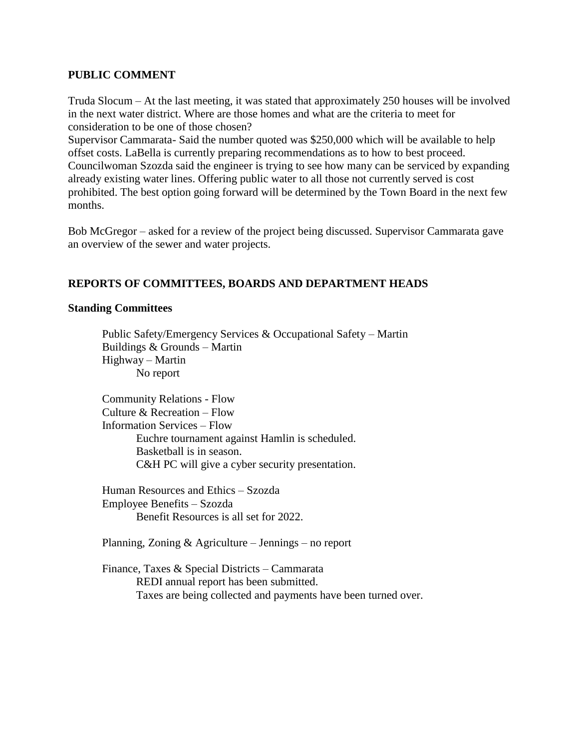## PUBLIC COMMENT

Truda Slocum – At the last meeting, it was stated that approximately 250 houses will be involved in the next water district. Where are those homes and what are the criteria to meet for consideration to be one of those chosen?
Supervisor Cammarata- Said the number quoted was $250,000 which will be available to help offset costs. LaBella is currently preparing recommendations as to how to best proceed. Councilwoman Szozda said the engineer is trying to see how many can be serviced by expanding already existing water lines. Offering public water to all those not currently served is cost prohibited. The best option going forward will be determined by the Town Board in the next few months.

Bob McGregor – asked for a review of the project being discussed. Supervisor Cammarata gave an overview of the sewer and water projects.

## REPORTS OF COMMITTEES, BOARDS AND DEPARTMENT HEADS

### Standing Committees

Public Safety/Emergency Services & Occupational Safety – Martin
Buildings & Grounds – Martin
Highway – Martin
No report

Community Relations - Flow
Culture & Recreation – Flow
Information Services – Flow
Euchre tournament against Hamlin is scheduled.
Basketball is in season.
C&H PC will give a cyber security presentation.

Human Resources and Ethics – Szozda
Employee Benefits – Szozda
Benefit Resources is all set for 2022.

Planning, Zoning & Agriculture – Jennings – no report

Finance, Taxes & Special Districts – Cammarata
REDI annual report has been submitted.
Taxes are being collected and payments have been turned over.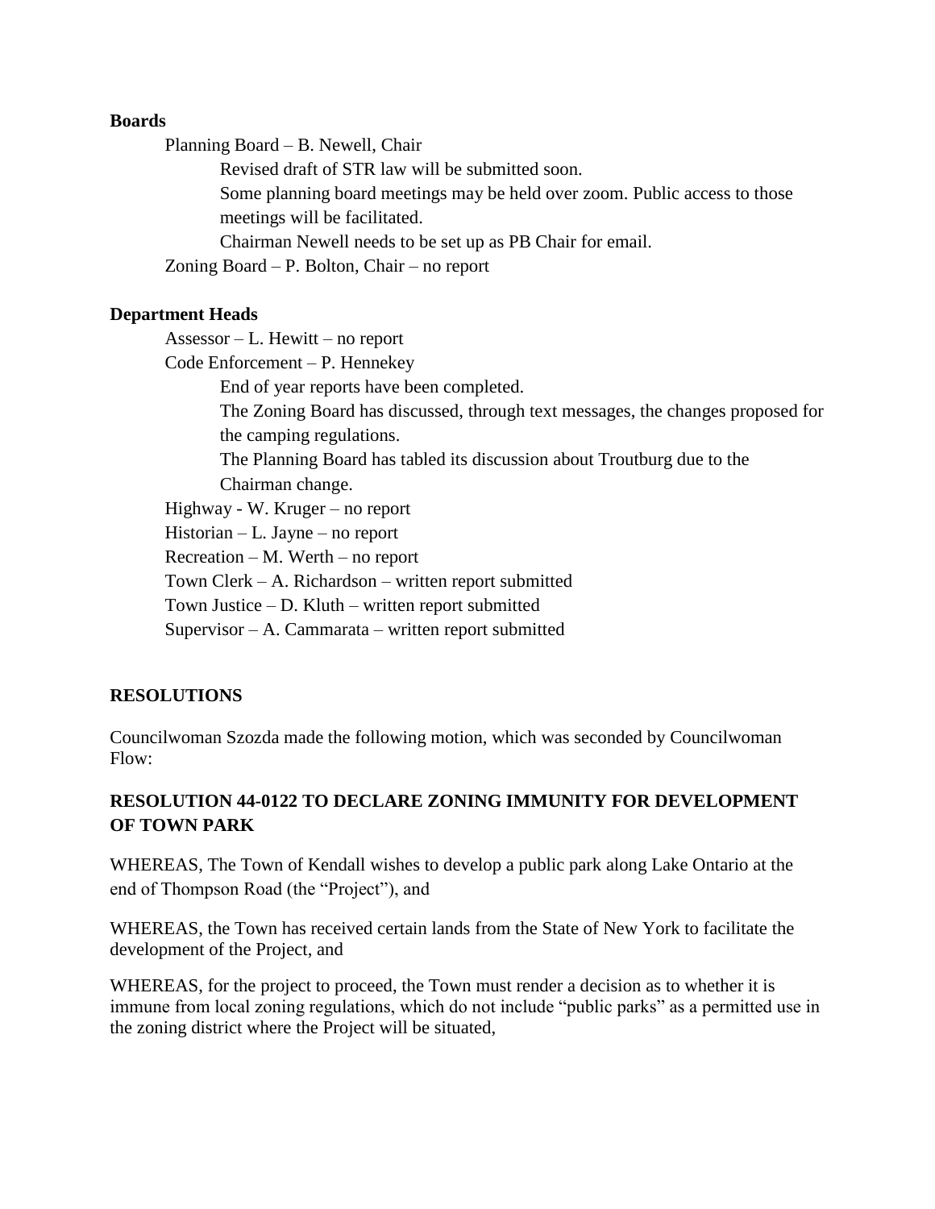**Boards**

Planning Board – B. Newell, Chair

Revised draft of STR law will be submitted soon.

Some planning board meetings may be held over zoom. Public access to those meetings will be facilitated.

Chairman Newell needs to be set up as PB Chair for email.

Zoning Board – P. Bolton, Chair – no report

**Department Heads**

Assessor – L. Hewitt – no report

Code Enforcement – P. Hennekey

End of year reports have been completed.

The Zoning Board has discussed, through text messages, the changes proposed for the camping regulations.

The Planning Board has tabled its discussion about Troutburg due to the Chairman change.

Highway - W. Kruger – no report

Historian – L. Jayne – no report

Recreation – M. Werth – no report

Town Clerk – A. Richardson – written report submitted

Town Justice – D. Kluth – written report submitted

Supervisor – A. Cammarata – written report submitted

**RESOLUTIONS**

Councilwoman Szozda made the following motion, which was seconded by Councilwoman Flow:

**RESOLUTION 44-0122 TO DECLARE ZONING IMMUNITY FOR DEVELOPMENT OF TOWN PARK**

WHEREAS, The Town of Kendall wishes to develop a public park along Lake Ontario at the end of Thompson Road (the “Project”), and

WHEREAS, the Town has received certain lands from the State of New York to facilitate the development of the Project, and

WHEREAS, for the project to proceed, the Town must render a decision as to whether it is immune from local zoning regulations, which do not include “public parks” as a permitted use in the zoning district where the Project will be situated,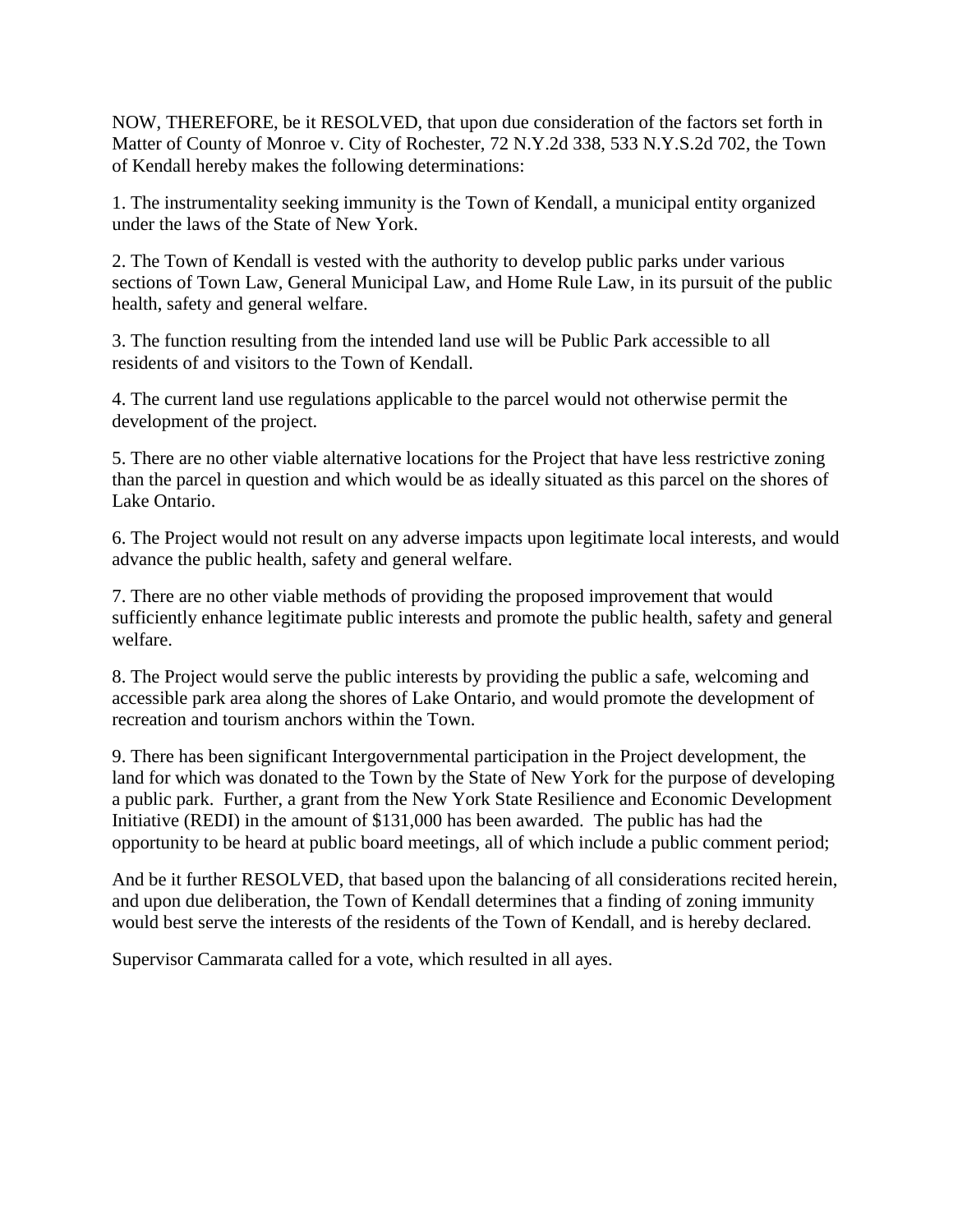NOW, THEREFORE, be it RESOLVED, that upon due consideration of the factors set forth in Matter of County of Monroe v. City of Rochester, 72 N.Y.2d 338, 533 N.Y.S.2d 702, the Town of Kendall hereby makes the following determinations:

1. The instrumentality seeking immunity is the Town of Kendall, a municipal entity organized under the laws of the State of New York.

2. The Town of Kendall is vested with the authority to develop public parks under various sections of Town Law, General Municipal Law, and Home Rule Law, in its pursuit of the public health, safety and general welfare.

3. The function resulting from the intended land use will be Public Park accessible to all residents of and visitors to the Town of Kendall.

4. The current land use regulations applicable to the parcel would not otherwise permit the development of the project.

5. There are no other viable alternative locations for the Project that have less restrictive zoning than the parcel in question and which would be as ideally situated as this parcel on the shores of Lake Ontario.

6. The Project would not result on any adverse impacts upon legitimate local interests, and would advance the public health, safety and general welfare.

7. There are no other viable methods of providing the proposed improvement that would sufficiently enhance legitimate public interests and promote the public health, safety and general welfare.

8. The Project would serve the public interests by providing the public a safe, welcoming and accessible park area along the shores of Lake Ontario, and would promote the development of recreation and tourism anchors within the Town.

9. There has been significant Intergovernmental participation in the Project development, the land for which was donated to the Town by the State of New York for the purpose of developing a public park. Further, a grant from the New York State Resilience and Economic Development Initiative (REDI) in the amount of $131,000 has been awarded. The public has had the opportunity to be heard at public board meetings, all of which include a public comment period;

And be it further RESOLVED, that based upon the balancing of all considerations recited herein, and upon due deliberation, the Town of Kendall determines that a finding of zoning immunity would best serve the interests of the residents of the Town of Kendall, and is hereby declared.

Supervisor Cammarata called for a vote, which resulted in all ayes.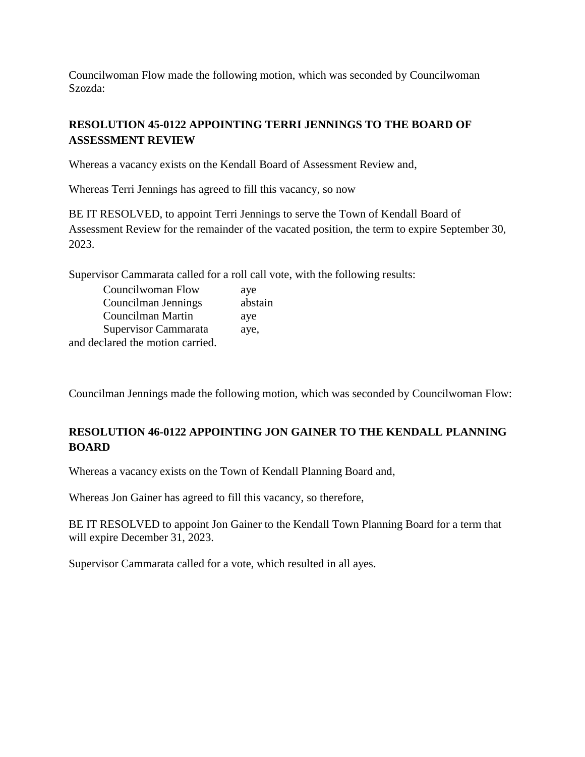Councilwoman Flow made the following motion, which was seconded by Councilwoman Szozda:

**RESOLUTION 45-0122 APPOINTING TERRI JENNINGS TO THE BOARD OF ASSESSMENT REVIEW**

Whereas a vacancy exists on the Kendall Board of Assessment Review and,

Whereas Terri Jennings has agreed to fill this vacancy, so now

BE IT RESOLVED, to appoint Terri Jennings to serve the Town of Kendall Board of Assessment Review for the remainder of the vacated position, the term to expire September 30, 2023.

Supervisor Cammarata called for a roll call vote, with the following results:

| | |
|---|---|
| Councilwoman Flow | aye |
| Councilman Jennings | abstain |
| Councilman Martin | aye |
| Supervisor Cammarata | aye, |

and declared the motion carried.

Councilman Jennings made the following motion, which was seconded by Councilwoman Flow:

**RESOLUTION 46-0122 APPOINTING JON GAINER TO THE KENDALL PLANNING BOARD**

Whereas a vacancy exists on the Town of Kendall Planning Board and,

Whereas Jon Gainer has agreed to fill this vacancy, so therefore,

BE IT RESOLVED to appoint Jon Gainer to the Kendall Town Planning Board for a term that will expire December 31, 2023.

Supervisor Cammarata called for a vote, which resulted in all ayes.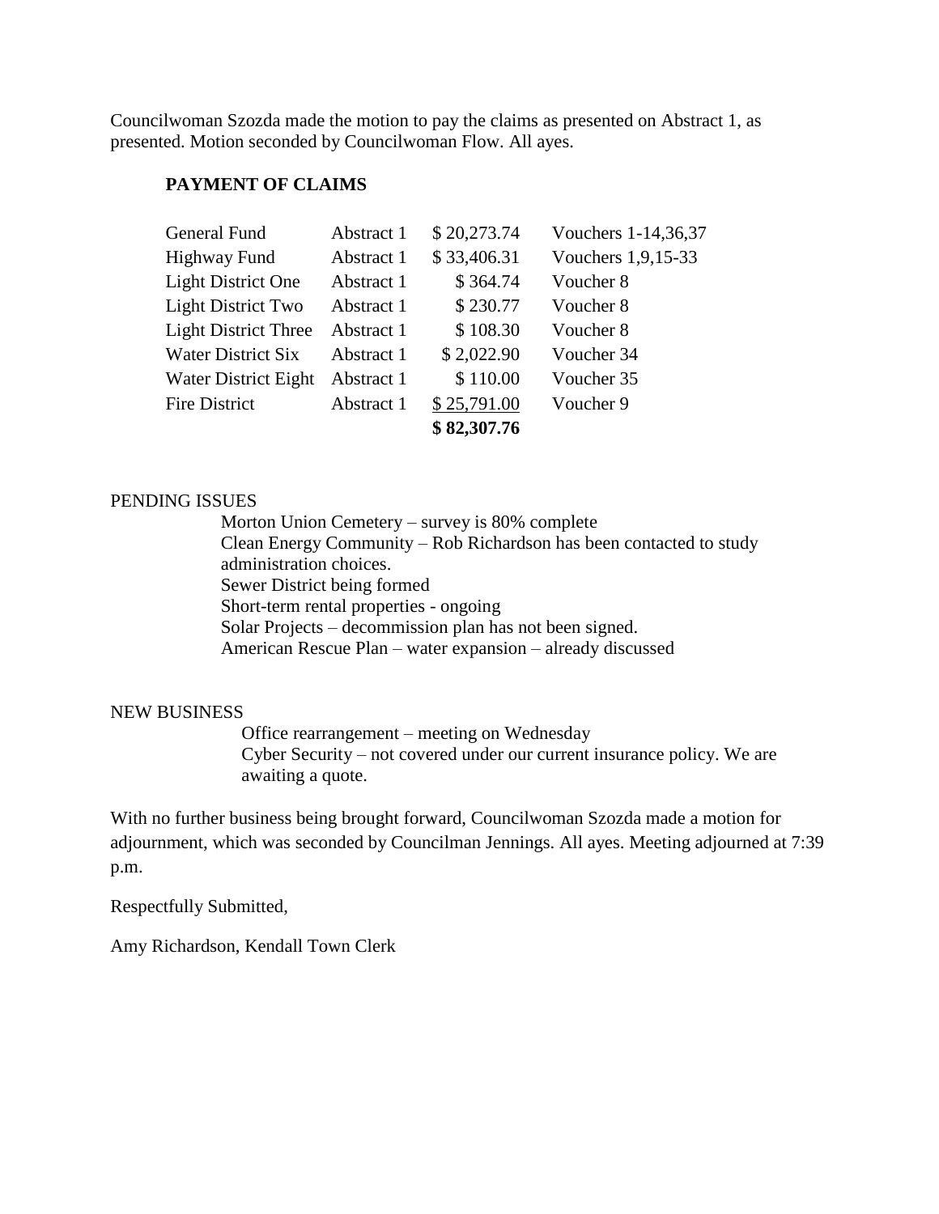Councilwoman Szozda made the motion to pay the claims as presented on Abstract 1, as presented. Motion seconded by Councilwoman Flow. All ayes.

**PAYMENT OF CLAIMS**

| | | | |
|---|---|---|---|
| General Fund | Abstract 1 | $ 20,273.74 | Vouchers 1-14,36,37 |
| Highway Fund | Abstract 1 | $ 33,406.31 | Vouchers 1,9,15-33 |
| Light District One | Abstract 1 | $ 364.74 | Voucher 8 |
| Light District Two | Abstract 1 | $ 230.77 | Voucher 8 |
| Light District Three | Abstract 1 | $ 108.30 | Voucher 8 |
| Water District Six | Abstract 1 | $ 2,022.90 | Voucher 34 |
| Water District Eight | Abstract 1 | $ 110.00 | Voucher 35 |
| Fire District | Abstract 1 | $ 25,791.00 | Voucher 9 |
| | | **$ 82,307.76** | |

PENDING ISSUES

Morton Union Cemetery – survey is 80% complete
Clean Energy Community – Rob Richardson has been contacted to study administration choices.
Sewer District being formed
Short-term rental properties - ongoing
Solar Projects – decommission plan has not been signed.
American Rescue Plan – water expansion – already discussed

NEW BUSINESS

Office rearrangement – meeting on Wednesday
Cyber Security – not covered under our current insurance policy. We are awaiting a quote.

With no further business being brought forward, Councilwoman Szozda made a motion for adjournment, which was seconded by Councilman Jennings. All ayes. Meeting adjourned at 7:39 p.m.

Respectfully Submitted,

Amy Richardson, Kendall Town Clerk